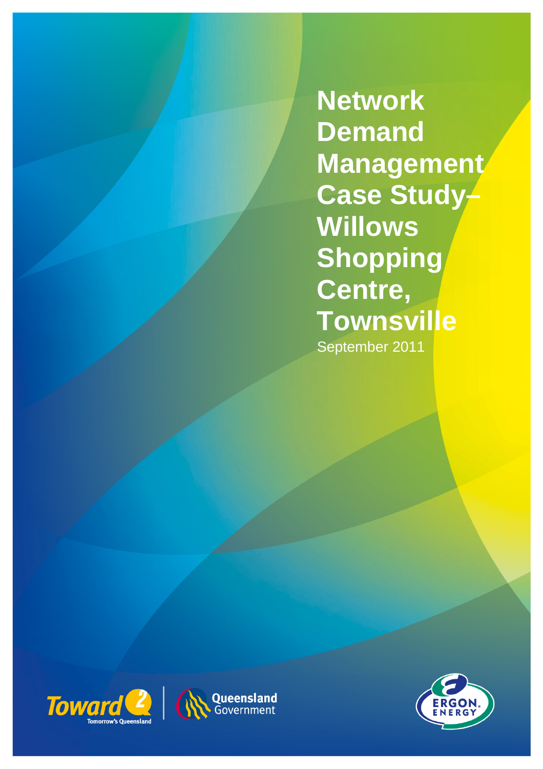# Network Demand Management Case Study– Willows Shopping Centre, Townsville

September 2011

Toward Q2 Tomorrow's Queensland

Queensland Government

ERGON ENERGY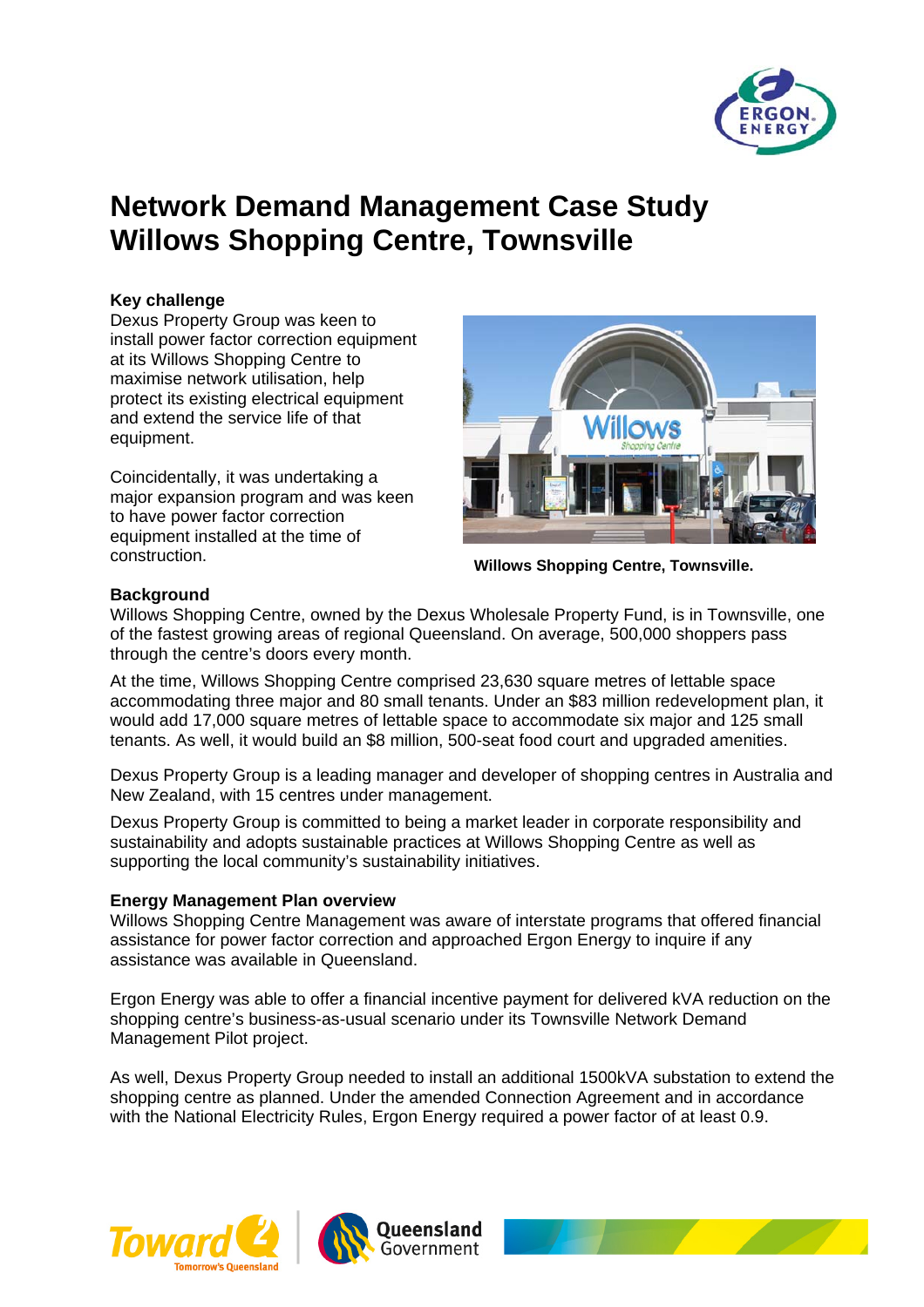# Network Demand Management Case Study
# Willows Shopping Centre, Townsville

**Key challenge**

Dexus Property Group was keen to install power factor correction equipment at its Willows Shopping Centre to maximise network utilisation, help protect its existing electrical equipment and extend the service life of that equipment.

Coincidentally, it was undertaking a major expansion program and was keen to have power factor correction equipment installed at the time of construction.

**Willows Shopping Centre, Townsville.**

**Background**

Willows Shopping Centre, owned by the Dexus Wholesale Property Fund, is in Townsville, one of the fastest growing areas of regional Queensland. On average, 500,000 shoppers pass through the centre's doors every month.

At the time, Willows Shopping Centre comprised 23,630 square metres of lettable space accommodating three major and 80 small tenants. Under an $83 million redevelopment plan, it would add 17,000 square metres of lettable space to accommodate six major and 125 small tenants. As well, it would build an $8 million, 500-seat food court and upgraded amenities.

Dexus Property Group is a leading manager and developer of shopping centres in Australia and New Zealand, with 15 centres under management.

Dexus Property Group is committed to being a market leader in corporate responsibility and sustainability and adopts sustainable practices at Willows Shopping Centre as well as supporting the local community's sustainability initiatives.

**Energy Management Plan overview**

Willows Shopping Centre Management was aware of interstate programs that offered financial assistance for power factor correction and approached Ergon Energy to inquire if any assistance was available in Queensland.

Ergon Energy was able to offer a financial incentive payment for delivered kVA reduction on the shopping centre's business-as-usual scenario under its Townsville Network Demand Management Pilot project.

As well, Dexus Property Group needed to install an additional 1500kVA substation to extend the shopping centre as planned. Under the amended Connection Agreement and in accordance with the National Electricity Rules, Ergon Energy required a power factor of at least 0.9.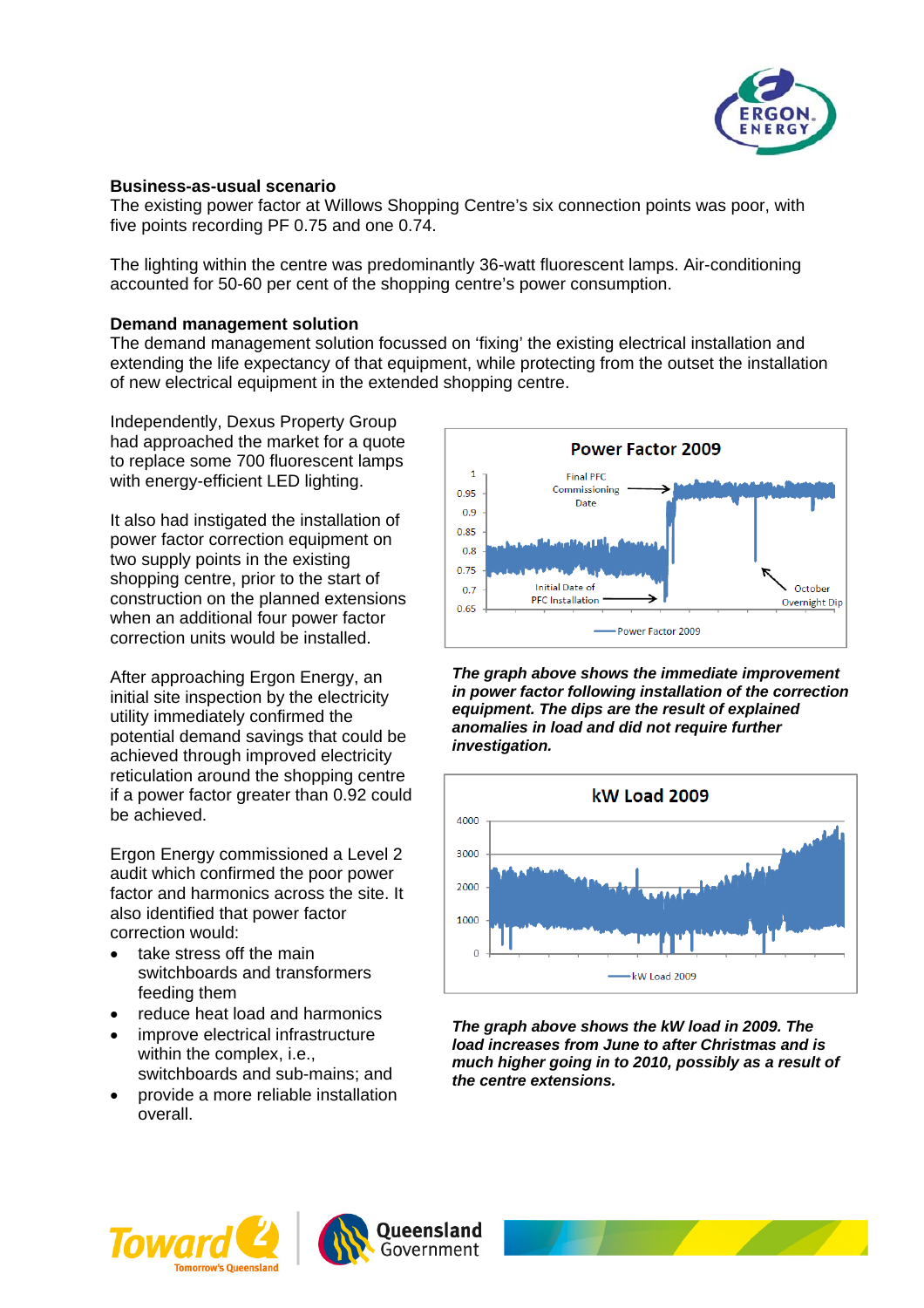### Business-as-usual scenario

The existing power factor at Willows Shopping Centre's six connection points was poor, with five points recording PF 0.75 and one 0.74.

The lighting within the centre was predominantly 36-watt fluorescent lamps. Air-conditioning accounted for 50-60 per cent of the shopping centre's power consumption.

### Demand management solution

The demand management solution focussed on 'fixing' the existing electrical installation and extending the life expectancy of that equipment, while protecting from the outset the installation of new electrical equipment in the extended shopping centre.

Independently, Dexus Property Group had approached the market for a quote to replace some 700 fluorescent lamps with energy-efficient LED lighting.

It also had instigated the installation of power factor correction equipment on two supply points in the existing shopping centre, prior to the start of construction on the planned extensions when an additional four power factor correction units would be installed.

After approaching Ergon Energy, an initial site inspection by the electricity utility immediately confirmed the potential demand savings that could be achieved through improved electricity reticulation around the shopping centre if a power factor greater than 0.92 could be achieved.

Ergon Energy commissioned a Level 2 audit which confirmed the poor power factor and harmonics across the site. It also identified that power factor correction would:

- take stress off the main switchboards and transformers feeding them
- reduce heat load and harmonics
- improve electrical infrastructure within the complex, i.e., switchboards and sub-mains; and
- provide a more reliable installation overall.

***The graph above shows the immediate improvement in power factor following installation of the correction equipment. The dips are the result of explained anomalies in load and did not require further investigation.***

***The graph above shows the kW load in 2009. The load increases from June to after Christmas and is much higher going in to 2010, possibly as a result of the centre extensions.***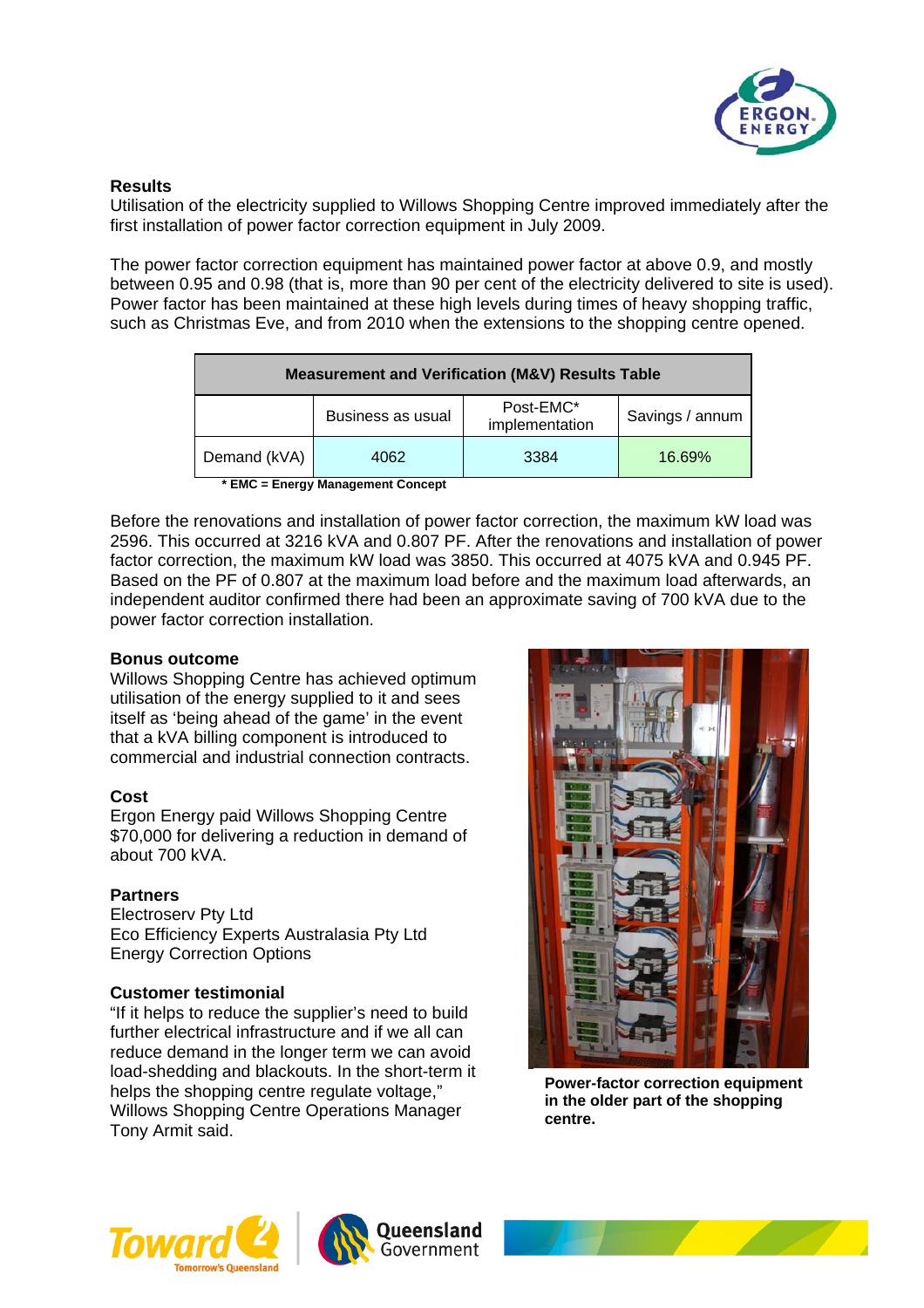## Results

Utilisation of the electricity supplied to Willows Shopping Centre improved immediately after the first installation of power factor correction equipment in July 2009.

The power factor correction equipment has maintained power factor at above 0.9, and mostly between 0.95 and 0.98 (that is, more than 90 per cent of the electricity delivered to site is used). Power factor has been maintained at these high levels during times of heavy shopping traffic, such as Christmas Eve, and from 2010 when the extensions to the shopping centre opened.

| Measurement and Verification (M&V) Results Table | | | |
|---|---|---|---|
| | Business as usual | Post-EMC* implementation | Savings / annum |
| Demand (kVA) | 4062 | 3384 | 16.69% |

**\* EMC = Energy Management Concept**

Before the renovations and installation of power factor correction, the maximum kW load was 2596. This occurred at 3216 kVA and 0.807 PF. After the renovations and installation of power factor correction, the maximum kW load was 3850. This occurred at 4075 kVA and 0.945 PF. Based on the PF of 0.807 at the maximum load before and the maximum load afterwards, an independent auditor confirmed there had been an approximate saving of 700 kVA due to the power factor correction installation.

## Bonus outcome

Willows Shopping Centre has achieved optimum utilisation of the energy supplied to it and sees itself as 'being ahead of the game' in the event that a kVA billing component is introduced to commercial and industrial connection contracts.

## Cost

Ergon Energy paid Willows Shopping Centre $70,000 for delivering a reduction in demand of about 700 kVA.

## Partners

Electroserv Pty Ltd
Eco Efficiency Experts Australasia Pty Ltd
Energy Correction Options

## Customer testimonial

"If it helps to reduce the supplier's need to build further electrical infrastructure and if we all can reduce demand in the longer term we can avoid load-shedding and blackouts. In the short-term it helps the shopping centre regulate voltage," Willows Shopping Centre Operations Manager Tony Armit said.

**Power-factor correction equipment in the older part of the shopping centre.**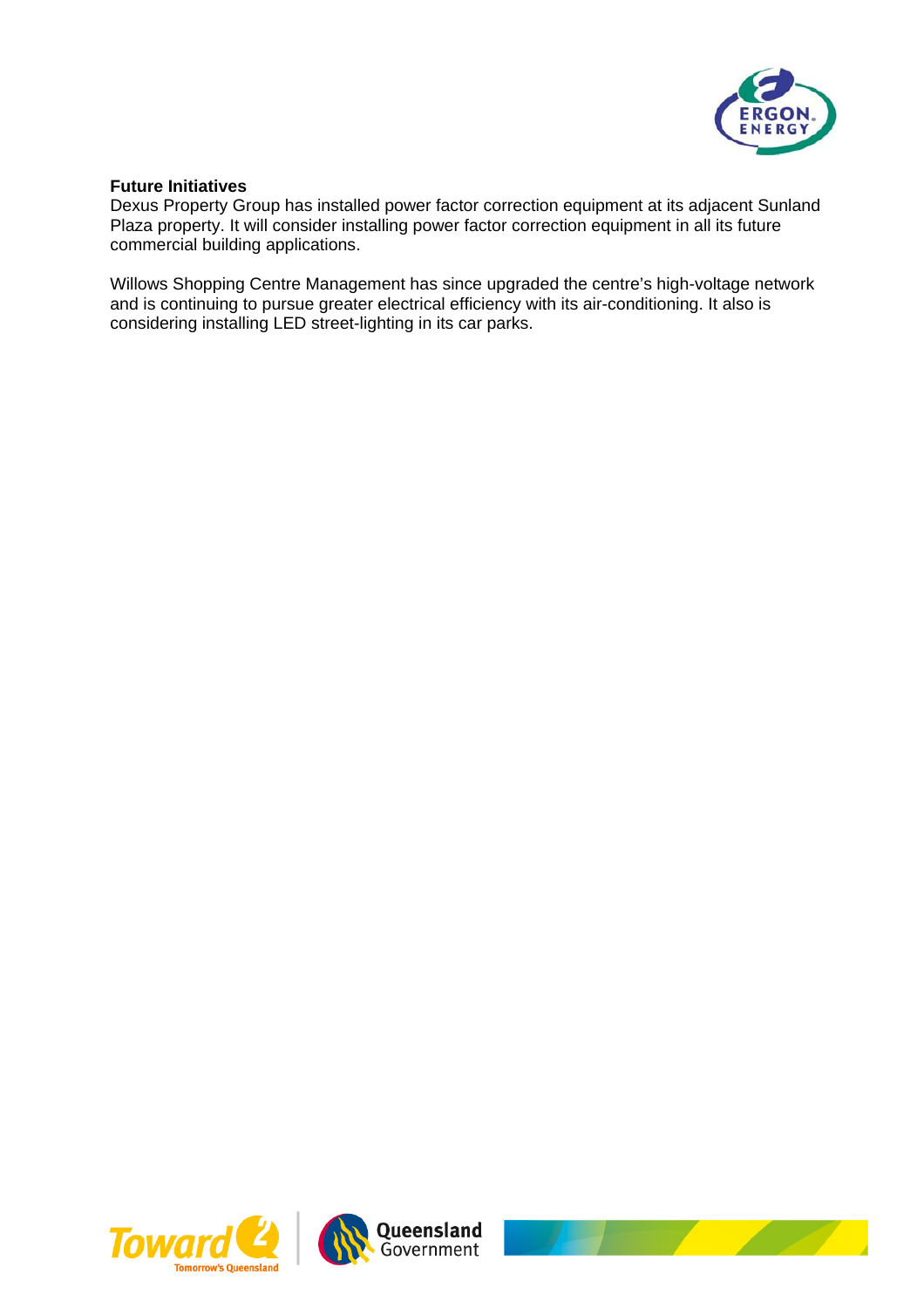**Future Initiatives**

Dexus Property Group has installed power factor correction equipment at its adjacent Sunland Plaza property. It will consider installing power factor correction equipment in all its future commercial building applications.

Willows Shopping Centre Management has since upgraded the centre's high-voltage network and is continuing to pursue greater electrical efficiency with its air-conditioning. It also is considering installing LED street-lighting in its car parks.